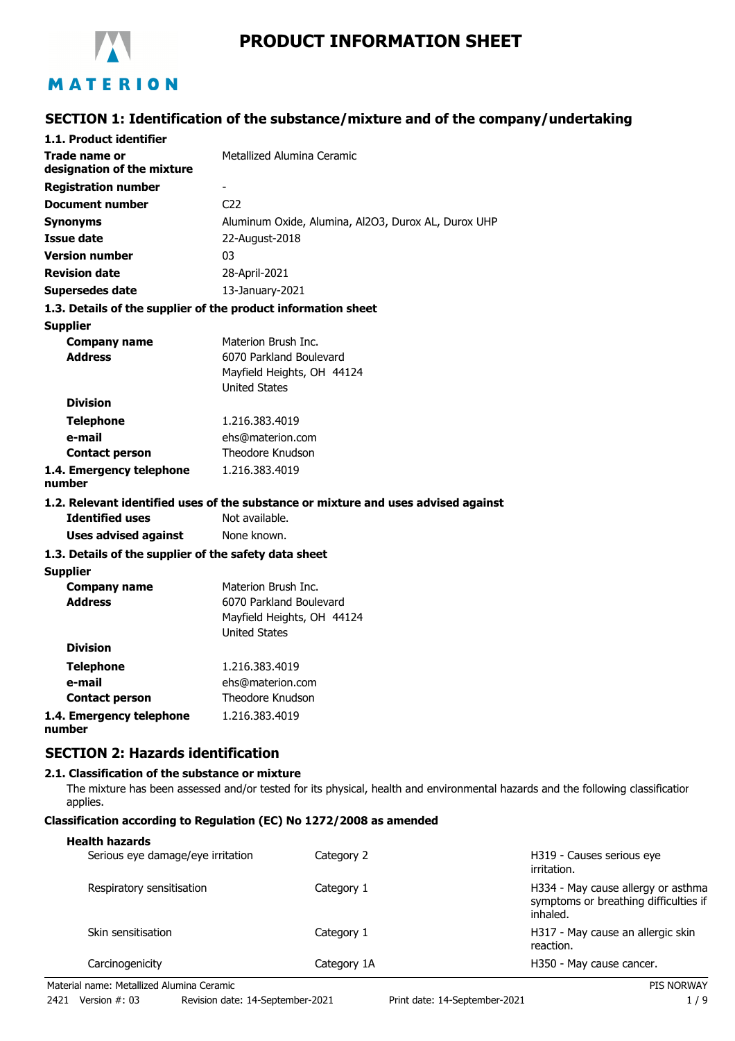# PRODUCT INFORMATION SHEET

## SECTION 1: Identification of the substance/mixture and of the company/undertaking

### 1.1. Product identifier

| | |
|---|---|
| **Trade name or designation of the mixture** | Metallized Alumina Ceramic |
| **Registration number** | - |
| **Document number** | C22 |
| **Synonyms** | Aluminum Oxide, Alumina, $Al_2O_3$, Durox AL, Durox UHP |
| **Issue date** | 22-August-2018 |
| **Version number** | 03 |
| **Revision date** | 28-April-2021 |
| **Supersedes date** | 13-January-2021 |

### 1.3. Details of the supplier of the product information sheet

**Supplier**

| | |
|---|---|
| **Company name** | Materion Brush Inc. |
| **Address** | 6070 Parkland Boulevard<br>Mayfield Heights, OH 44124<br>United States |
| **Division** | |
| **Telephone** | 1.216.383.4019 |
| **e-mail** | ehs@materion.com |
| **Contact person** | Theodore Knudson |
| **1.4. Emergency telephone number** | 1.216.383.4019 |

### 1.2. Relevant identified uses of the substance or mixture and uses advised against

| | |
|---|---|
| **Identified uses** | Not available. |
| **Uses advised against** | None known. |

### 1.3. Details of the supplier of the safety data sheet

**Supplier**

| | |
|---|---|
| **Company name** | Materion Brush Inc. |
| **Address** | 6070 Parkland Boulevard<br>Mayfield Heights, OH 44124<br>United States |
| **Division** | |
| **Telephone** | 1.216.383.4019 |
| **e-mail** | ehs@materion.com |
| **Contact person** | Theodore Knudson |
| **1.4. Emergency telephone number** | 1.216.383.4019 |

## SECTION 2: Hazards identification

### 2.1. Classification of the substance or mixture

The mixture has been assessed and/or tested for its physical, health and environmental hazards and the following classification applies.

**Classification according to Regulation (EC) No 1272/2008 as amended**

**Health hazards**

| | | |
|---|---|---|
| Serious eye damage/eye irritation | Category 2 | H319 - Causes serious eye irritation. |
| Respiratory sensitisation | Category 1 | H334 - May cause allergy or asthma symptoms or breathing difficulties if inhaled. |
| Skin sensitisation | Category 1 | H317 - May cause an allergic skin reaction. |
| Carcinogenicity | Category 1A | H350 - May cause cancer. |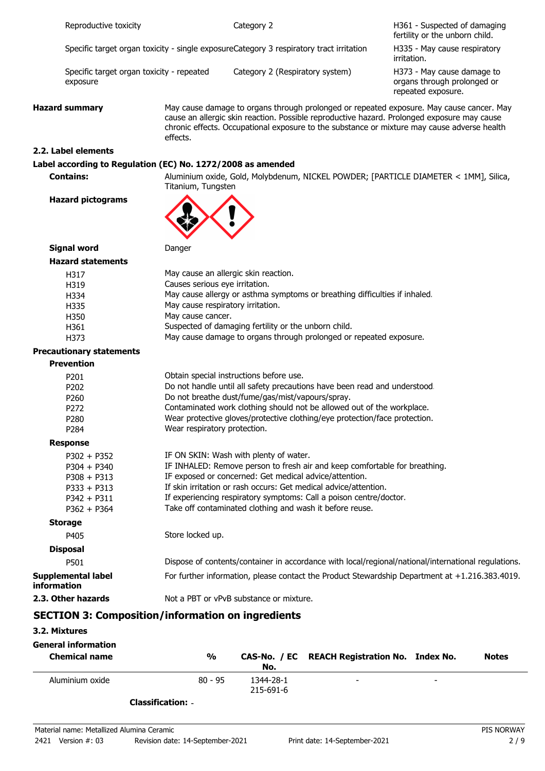| | | |
|---|---|---|
| Reproductive toxicity | Category 2 | H361 - Suspected of damaging fertility or the unborn child. |
| Specific target organ toxicity - single exposure | Category 3 respiratory tract irritation | H335 - May cause respiratory irritation. |
| Specific target organ toxicity - repeated exposure | Category 2 (Respiratory system) | H373 - May cause damage to organs through prolonged or repeated exposure. |

**Hazard summary** May cause damage to organs through prolonged or repeated exposure. May cause cancer. May cause an allergic skin reaction. Possible reproductive hazard. Prolonged exposure may cause chronic effects. Occupational exposure to the substance or mixture may cause adverse health effects.

### 2.2. Label elements

**Label according to Regulation (EC) No. 1272/2008 as amended**

**Contains:** Aluminium oxide, Gold, Molybdenum, NICKEL POWDER; [PARTICLE DIAMETER < 1MM], Silica, Titanium, Tungsten

**Hazard pictograms**

**Signal word** Danger

**Hazard statements**

- H317 May cause an allergic skin reaction.
- H319 Causes serious eye irritation.
- H334 May cause allergy or asthma symptoms or breathing difficulties if inhaled.
- H335 May cause respiratory irritation.
- H350 May cause cancer.
- H361 Suspected of damaging fertility or the unborn child.
- H373 May cause damage to organs through prolonged or repeated exposure.

**Precautionary statements**

**Prevention**

- P201 Obtain special instructions before use.
- P202 Do not handle until all safety precautions have been read and understood.
- P260 Do not breathe dust/fume/gas/mist/vapours/spray.
- P272 Contaminated work clothing should not be allowed out of the workplace.
- P280 Wear protective gloves/protective clothing/eye protection/face protection.
- P284 Wear respiratory protection.

**Response**

- P302 + P352 IF ON SKIN: Wash with plenty of water.
- P304 + P340 IF INHALED: Remove person to fresh air and keep comfortable for breathing.
- P308 + P313 IF exposed or concerned: Get medical advice/attention.
- P333 + P313 If skin irritation or rash occurs: Get medical advice/attention.
- P342 + P311 If experiencing respiratory symptoms: Call a poison centre/doctor.
- P362 + P364 Take off contaminated clothing and wash it before reuse.

**Storage**

- P405 Store locked up.

**Disposal**

- P501 Dispose of contents/container in accordance with local/regional/national/international regulations.

**Supplemental label information** For further information, please contact the Product Stewardship Department at +1.216.383.4019.

**2.3. Other hazards** Not a PBT or vPvB substance or mixture.

## SECTION 3: Composition/information on ingredients

### 3.2. Mixtures

**General information**

| Chemical name | % | CAS-No. / EC No. | REACH Registration No. | Index No. | Notes |
|---|---|---|---|---|---|
| Aluminium oxide | 80 - 95 | 1344-28-1<br>215-691-6 | - | - | |

**Classification:** -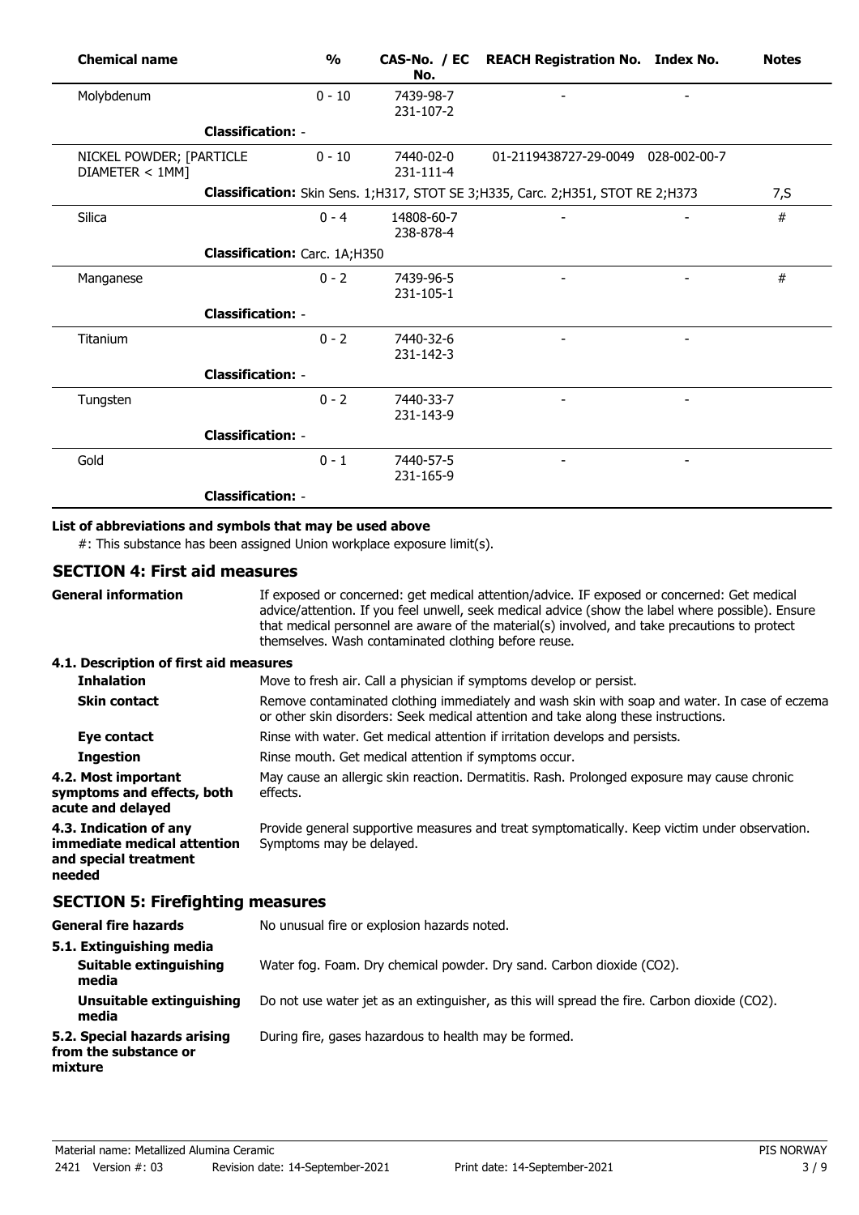| Chemical name | % | CAS-No. / EC No. | REACH Registration No. | Index No. | Notes |
|---|---|---|---|---|---|
| Molybdenum | 0 - 10 | 7439-98-7 231-107-2 | - | - | |
| **Classification:** - | | | | | |
| NICKEL POWDER; [PARTICLE DIAMETER < 1MM] | 0 - 10 | 7440-02-0 231-111-4 | 01-2119438727-29-0049 | 028-002-00-7 | |
| **Classification:** Skin Sens. 1;H317, STOT SE 3;H335, Carc. 2;H351, STOT RE 2;H373 | | | | | 7,S |
| Silica | 0 - 4 | 14808-60-7 238-878-4 | - | - | # |
| **Classification:** Carc. 1A;H350 | | | | | |
| Manganese | 0 - 2 | 7439-96-5 231-105-1 | - | - | # |
| **Classification:** - | | | | | |
| Titanium | 0 - 2 | 7440-32-6 231-142-3 | - | - | |
| **Classification:** - | | | | | |
| Tungsten | 0 - 2 | 7440-33-7 231-143-9 | - | - | |
| **Classification:** - | | | | | |
| Gold | 0 - 1 | 7440-57-5 231-165-9 | - | - | |
| **Classification:** - | | | | | |

**List of abbreviations and symbols that may be used above**

#: This substance has been assigned Union workplace exposure limit(s).

## SECTION 4: First aid measures

**General information** If exposed or concerned: get medical attention/advice. IF exposed or concerned: Get medical advice/attention. If you feel unwell, seek medical advice (show the label where possible). Ensure that medical personnel are aware of the material(s) involved, and take precautions to protect themselves. Wash contaminated clothing before reuse.

### 4.1. Description of first aid measures

**Inhalation** Move to fresh air. Call a physician if symptoms develop or persist.

**Skin contact** Remove contaminated clothing immediately and wash skin with soap and water. In case of eczema or other skin disorders: Seek medical attention and take along these instructions.

**Eye contact** Rinse with water. Get medical attention if irritation develops and persists.

**Ingestion** Rinse mouth. Get medical attention if symptoms occur.

**4.2. Most important symptoms and effects, both acute and delayed** May cause an allergic skin reaction. Dermatitis. Rash. Prolonged exposure may cause chronic effects.

**4.3. Indication of any immediate medical attention and special treatment needed** Provide general supportive measures and treat symptomatically. Keep victim under observation. Symptoms may be delayed.

## SECTION 5: Firefighting measures

**General fire hazards** No unusual fire or explosion hazards noted.

### 5.1. Extinguishing media

**Suitable extinguishing media** Water fog. Foam. Dry chemical powder. Dry sand. Carbon dioxide ($CO_2$).

**Unsuitable extinguishing media** Do not use water jet as an extinguisher, as this will spread the fire. Carbon dioxide ($CO_2$).

**5.2. Special hazards arising from the substance or mixture** During fire, gases hazardous to health may be formed.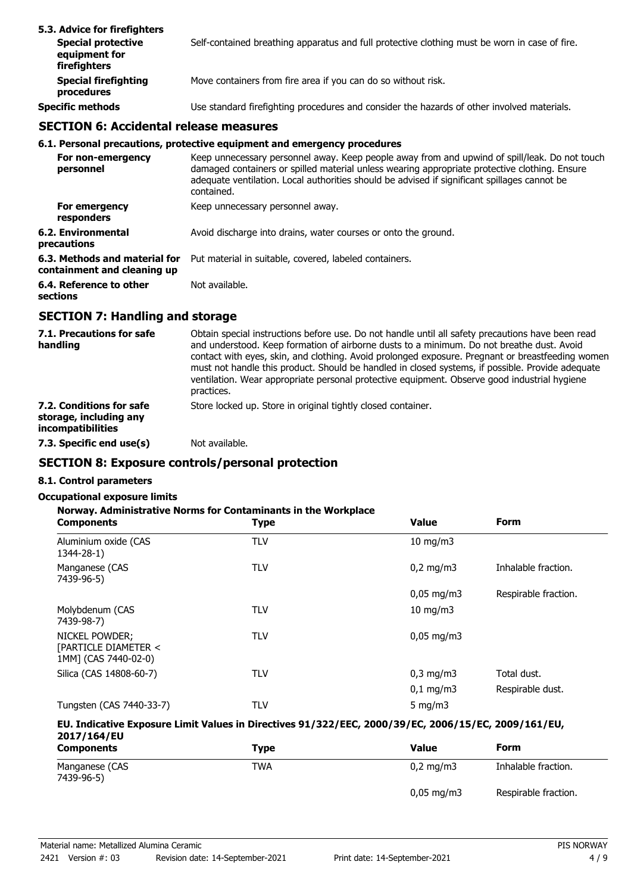**5.3. Advice for firefighters**

| | |
|---|---|
| **Special protective equipment for firefighters** | Self-contained breathing apparatus and full protective clothing must be worn in case of fire. |
| **Special firefighting procedures** | Move containers from fire area if you can do so without risk. |
| **Specific methods** | Use standard firefighting procedures and consider the hazards of other involved materials. |

## SECTION 6: Accidental release measures

**6.1. Personal precautions, protective equipment and emergency procedures**

| | |
|---|---|
| **For non-emergency personnel** | Keep unnecessary personnel away. Keep people away from and upwind of spill/leak. Do not touch damaged containers or spilled material unless wearing appropriate protective clothing. Ensure adequate ventilation. Local authorities should be advised if significant spillages cannot be contained. |
| **For emergency responders** | Keep unnecessary personnel away. |
| **6.2. Environmental precautions** | Avoid discharge into drains, water courses or onto the ground. |
| **6.3. Methods and material for containment and cleaning up** | Put material in suitable, covered, labeled containers. |
| **6.4. Reference to other sections** | Not available. |

## SECTION 7: Handling and storage

| | |
|---|---|
| **7.1. Precautions for safe handling** | Obtain special instructions before use. Do not handle until all safety precautions have been read and understood. Keep formation of airborne dusts to a minimum. Do not breathe dust. Avoid contact with eyes, skin, and clothing. Avoid prolonged exposure. Pregnant or breastfeeding women must not handle this product. Should be handled in closed systems, if possible. Provide adequate ventilation. Wear appropriate personal protective equipment. Observe good industrial hygiene practices. |
| **7.2. Conditions for safe storage, including any incompatibilities** | Store locked up. Store in original tightly closed container. |
| **7.3. Specific end use(s)** | Not available. |

## SECTION 8: Exposure controls/personal protection

**8.1. Control parameters**

**Occupational exposure limits**

**Norway. Administrative Norms for Contaminants in the Workplace**

| Components | Type | Value | Form |
|---|---|---|---|
| Aluminium oxide (CAS 1344-28-1) | TLV | 10 mg/m3 | |
| Manganese (CAS 7439-96-5) | TLV | 0,2 mg/m3 | Inhalable fraction. |
| | | 0,05 mg/m3 | Respirable fraction. |
| Molybdenum (CAS 7439-98-7) | TLV | 10 mg/m3 | |
| NICKEL POWDER; [PARTICLE DIAMETER < 1MM] (CAS 7440-02-0) | TLV | 0,05 mg/m3 | |
| Silica (CAS 14808-60-7) | TLV | 0,3 mg/m3 | Total dust. |
| | | 0,1 mg/m3 | Respirable dust. |
| Tungsten (CAS 7440-33-7) | TLV | 5 mg/m3 | |

**EU. Indicative Exposure Limit Values in Directives 91/322/EEC, 2000/39/EC, 2006/15/EC, 2009/161/EU, 2017/164/EU**

| Components | Type | Value | Form |
|---|---|---|---|
| Manganese (CAS 7439-96-5) | TWA | 0,2 mg/m3 | Inhalable fraction. |
| | | 0,05 mg/m3 | Respirable fraction. |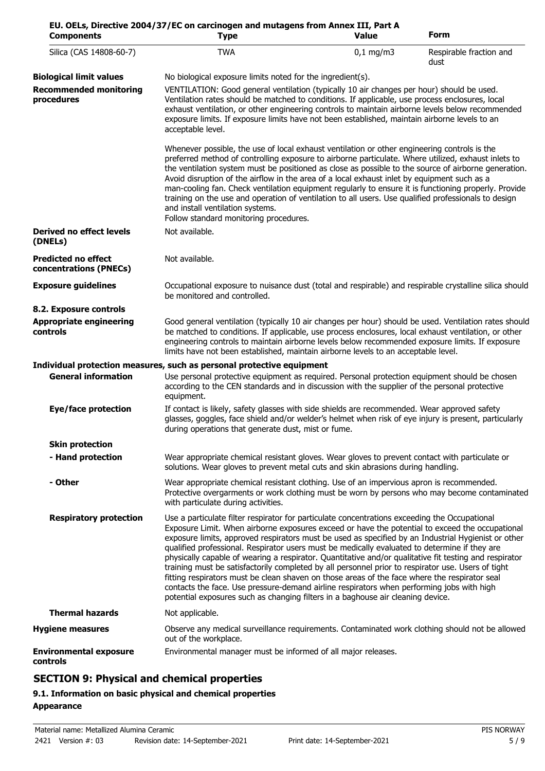**EU. OELs, Directive 2004/37/EC on carcinogen and mutagens from Annex III, Part A**

| Components | Type | Value | Form |
|---|---|---|---|
| Silica (CAS 14808-60-7) | TWA | 0,1 mg/m3 | Respirable fraction and dust |

**Biological limit values**

No biological exposure limits noted for the ingredient(s).

**Recommended monitoring procedures**

VENTILATION: Good general ventilation (typically 10 air changes per hour) should be used. Ventilation rates should be matched to conditions. If applicable, use process enclosures, local exhaust ventilation, or other engineering controls to maintain airborne levels below recommended exposure limits. If exposure limits have not been established, maintain airborne levels to an acceptable level.

Whenever possible, the use of local exhaust ventilation or other engineering controls is the preferred method of controlling exposure to airborne particulate. Where utilized, exhaust inlets to the ventilation system must be positioned as close as possible to the source of airborne generation. Avoid disruption of the airflow in the area of a local exhaust inlet by equipment such as a man-cooling fan. Check ventilation equipment regularly to ensure it is functioning properly. Provide training on the use and operation of ventilation to all users. Use qualified professionals to design and install ventilation systems.
Follow standard monitoring procedures.

**Derived no effect levels (DNELs)**

Not available.

**Predicted no effect concentrations (PNECs)**

Not available.

**Exposure guidelines**

Occupational exposure to nuisance dust (total and respirable) and respirable crystalline silica should be monitored and controlled.

**8.2. Exposure controls**

**Appropriate engineering controls**

Good general ventilation (typically 10 air changes per hour) should be used. Ventilation rates should be matched to conditions. If applicable, use process enclosures, local exhaust ventilation, or other engineering controls to maintain airborne levels below recommended exposure limits. If exposure limits have not been established, maintain airborne levels to an acceptable level.

**Individual protection measures, such as personal protective equipment**

**General information**

Use personal protective equipment as required. Personal protection equipment should be chosen according to the CEN standards and in discussion with the supplier of the personal protective equipment.

**Eye/face protection**

If contact is likely, safety glasses with side shields are recommended. Wear approved safety glasses, goggles, face shield and/or welder's helmet when risk of eye injury is present, particularly during operations that generate dust, mist or fume.

**Skin protection**

**- Hand protection**

Wear appropriate chemical resistant gloves. Wear gloves to prevent contact with particulate or solutions. Wear gloves to prevent metal cuts and skin abrasions during handling.

**- Other**

Wear appropriate chemical resistant clothing. Use of an impervious apron is recommended. Protective overgarments or work clothing must be worn by persons who may become contaminated with particulate during activities.

**Respiratory protection**

Use a particulate filter respirator for particulate concentrations exceeding the Occupational Exposure Limit. When airborne exposures exceed or have the potential to exceed the occupational exposure limits, approved respirators must be used as specified by an Industrial Hygienist or other qualified professional. Respirator users must be medically evaluated to determine if they are physically capable of wearing a respirator. Quantitative and/or qualitative fit testing and respirator training must be satisfactorily completed by all personnel prior to respirator use. Users of tight fitting respirators must be clean shaven on those areas of the face where the respirator seal contacts the face. Use pressure-demand airline respirators when performing jobs with high potential exposures such as changing filters in a baghouse air cleaning device.

**Thermal hazards**

Not applicable.

**Hygiene measures**

Observe any medical surveillance requirements. Contaminated work clothing should not be allowed out of the workplace.

**Environmental exposure controls**

Environmental manager must be informed of all major releases.

## SECTION 9: Physical and chemical properties

### 9.1. Information on basic physical and chemical properties

**Appearance**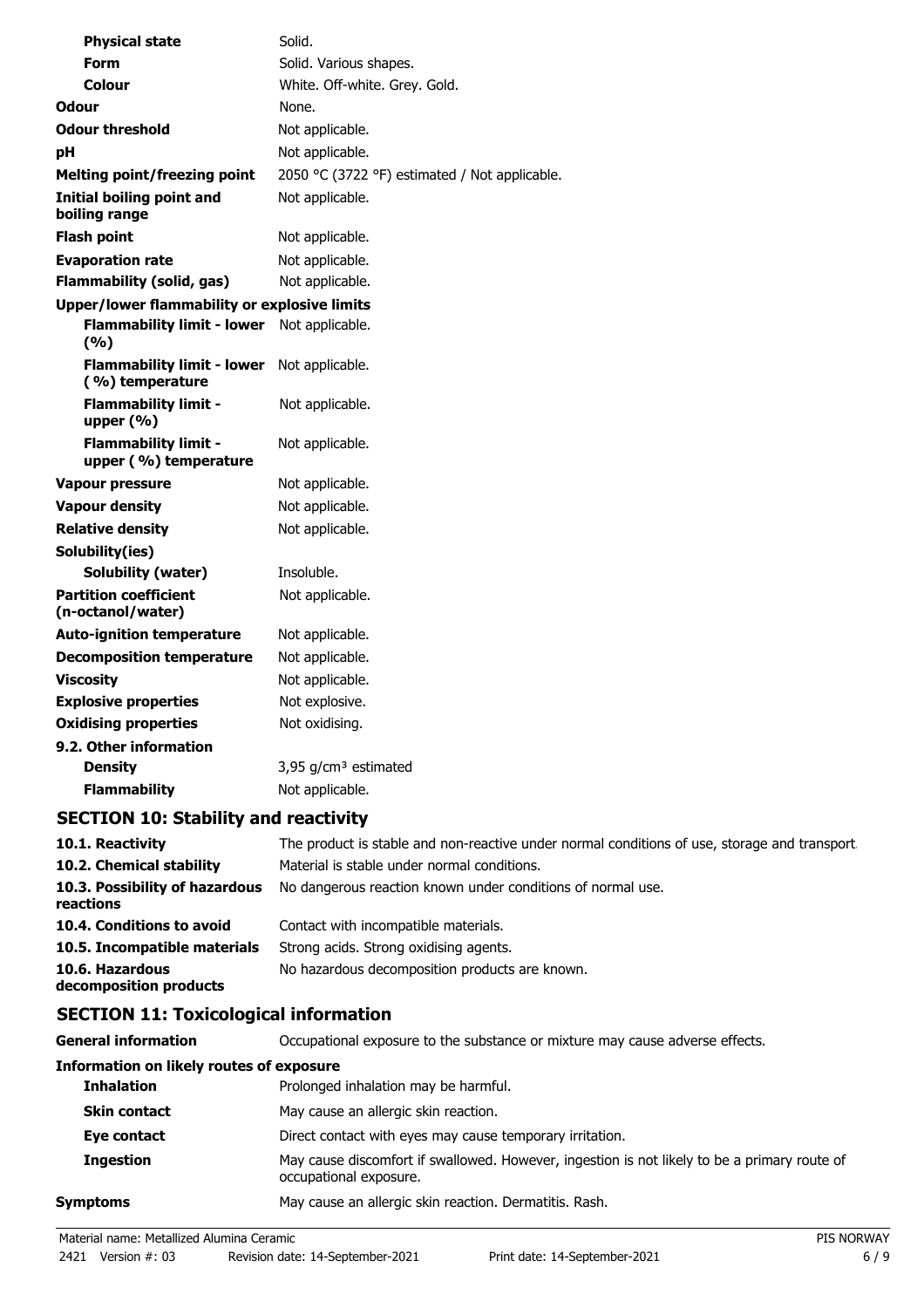| | |
|---|---|
| **Physical state** | Solid. |
| **Form** | Solid. Various shapes. |
| **Colour** | White. Off-white. Grey. Gold. |
| **Odour** | None. |
| **Odour threshold** | Not applicable. |
| **pH** | Not applicable. |
| **Melting point/freezing point** | 2050 °C (3722 °F) estimated / Not applicable. |
| **Initial boiling point and boiling range** | Not applicable. |
| **Flash point** | Not applicable. |
| **Evaporation rate** | Not applicable. |
| **Flammability (solid, gas)** | Not applicable. |
| **Upper/lower flammability or explosive limits** | |
| **Flammability limit - lower (%)** | Not applicable. |
| **Flammability limit - lower (%) temperature** | Not applicable. |
| **Flammability limit - upper (%)** | Not applicable. |
| **Flammability limit - upper (%) temperature** | Not applicable. |
| **Vapour pressure** | Not applicable. |
| **Vapour density** | Not applicable. |
| **Relative density** | Not applicable. |
| **Solubility(ies)** | |
| **Solubility (water)** | Insoluble. |
| **Partition coefficient (n-octanol/water)** | Not applicable. |
| **Auto-ignition temperature** | Not applicable. |
| **Decomposition temperature** | Not applicable. |
| **Viscosity** | Not applicable. |
| **Explosive properties** | Not explosive. |
| **Oxidising properties** | Not oxidising. |
| **9.2. Other information** | |
| **Density** | 3,95 $g/cm^3$ estimated |
| **Flammability** | Not applicable. |

## SECTION 10: Stability and reactivity

| | |
|---|---|
| **10.1. Reactivity** | The product is stable and non-reactive under normal conditions of use, storage and transport. |
| **10.2. Chemical stability** | Material is stable under normal conditions. |
| **10.3. Possibility of hazardous reactions** | No dangerous reaction known under conditions of normal use. |
| **10.4. Conditions to avoid** | Contact with incompatible materials. |
| **10.5. Incompatible materials** | Strong acids. Strong oxidising agents. |
| **10.6. Hazardous decomposition products** | No hazardous decomposition products are known. |

## SECTION 11: Toxicological information

| | |
|---|---|
| **General information** | Occupational exposure to the substance or mixture may cause adverse effects. |
| **Information on likely routes of exposure** | |
| **Inhalation** | Prolonged inhalation may be harmful. |
| **Skin contact** | May cause an allergic skin reaction. |
| **Eye contact** | Direct contact with eyes may cause temporary irritation. |
| **Ingestion** | May cause discomfort if swallowed. However, ingestion is not likely to be a primary route of occupational exposure. |
| **Symptoms** | May cause an allergic skin reaction. Dermatitis. Rash. |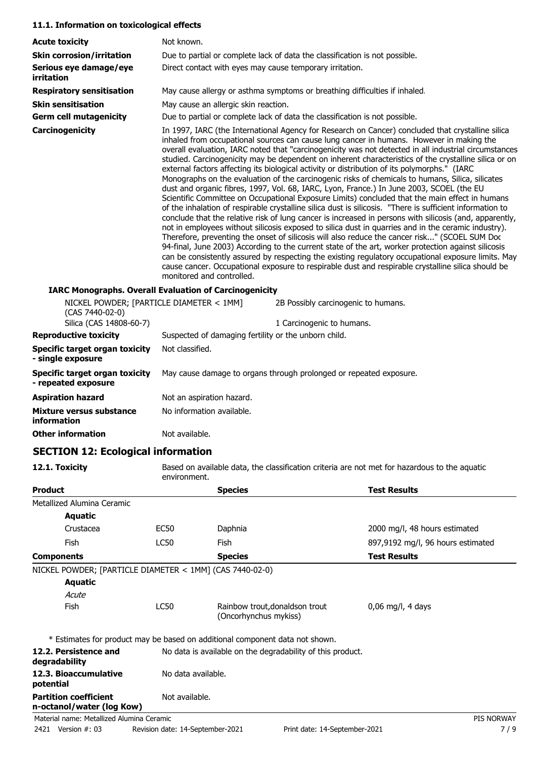### 11.1. Information on toxicological effects

| | |
|---|---|
| **Acute toxicity** | Not known. |
| **Skin corrosion/irritation** | Due to partial or complete lack of data the classification is not possible. |
| **Serious eye damage/eye irritation** | Direct contact with eyes may cause temporary irritation. |
| **Respiratory sensitisation** | May cause allergy or asthma symptoms or breathing difficulties if inhaled. |
| **Skin sensitisation** | May cause an allergic skin reaction. |
| **Germ cell mutagenicity** | Due to partial or complete lack of data the classification is not possible. |
| **Carcinogenicity** | In 1997, IARC (the International Agency for Research on Cancer) concluded that crystalline silica inhaled from occupational sources can cause lung cancer in humans. However in making the overall evaluation, IARC noted that "carcinogenicity was not detected in all industrial circumstances studied. Carcinogenicity may be dependent on inherent characteristics of the crystalline silica or on external factors affecting its biological activity or distribution of its polymorphs." (IARC Monographs on the evaluation of the carcinogenic risks of chemicals to humans, Silica, silicates dust and organic fibres, 1997, Vol. 68, IARC, Lyon, France.) In June 2003, SCOEL (the EU Scientific Committee on Occupational Exposure Limits) concluded that the main effect in humans of the inhalation of respirable crystalline silica dust is silicosis. "There is sufficient information to conclude that the relative risk of lung cancer is increased in persons with silicosis (and, apparently, not in employees without silicosis exposed to silica dust in quarries and in the ceramic industry). Therefore, preventing the onset of silicosis will also reduce the cancer risk..." (SCOEL SUM Doc 94-final, June 2003) According to the current state of the art, worker protection against silicosis can be consistently assured by respecting the existing regulatory occupational exposure limits. May cause cancer. Occupational exposure to respirable dust and respirable crystalline silica should be monitored and controlled. |

**IARC Monographs. Overall Evaluation of Carcinogenicity**

| | |
|---|---|
| NICKEL POWDER; [PARTICLE DIAMETER < 1MM] (CAS 7440-02-0) | 2B Possibly carcinogenic to humans. |
| Silica (CAS 14808-60-7) | 1 Carcinogenic to humans. |

| | |
|---|---|
| **Reproductive toxicity** | Suspected of damaging fertility or the unborn child. |
| **Specific target organ toxicity - single exposure** | Not classified. |
| **Specific target organ toxicity - repeated exposure** | May cause damage to organs through prolonged or repeated exposure. |
| **Aspiration hazard** | Not an aspiration hazard. |
| **Mixture versus substance information** | No information available. |
| **Other information** | Not available. |

## SECTION 12: Ecological information

**12.1. Toxicity** Based on available data, the classification criteria are not met for hazardous to the aquatic environment.

| **Product** | | **Species** | **Test Results** |
|---|---|---|---|
| Metallized Alumina Ceramic | | | |
| **Aquatic** | | | |
| Crustacea | EC50 | Daphnia | 2000 mg/l, 48 hours estimated |
| Fish | LC50 | Fish | 897,9192 mg/l, 96 hours estimated |
| **Components** | | **Species** | **Test Results** |
| NICKEL POWDER; [PARTICLE DIAMETER < 1MM] (CAS 7440-02-0) | | | |
| **Aquatic** | | | |
| *Acute* | | | |
| Fish | LC50 | Rainbow trout,donaldson trout (Oncorhynchus mykiss) | 0,06 mg/l, 4 days |

\* Estimates for product may be based on additional component data not shown.

| | |
|---|---|
| **12.2. Persistence and degradability** | No data is available on the degradability of this product. |
| **12.3. Bioaccumulative potential** | No data available. |
| **Partition coefficient n-octanol/water (log Kow)** | Not available. |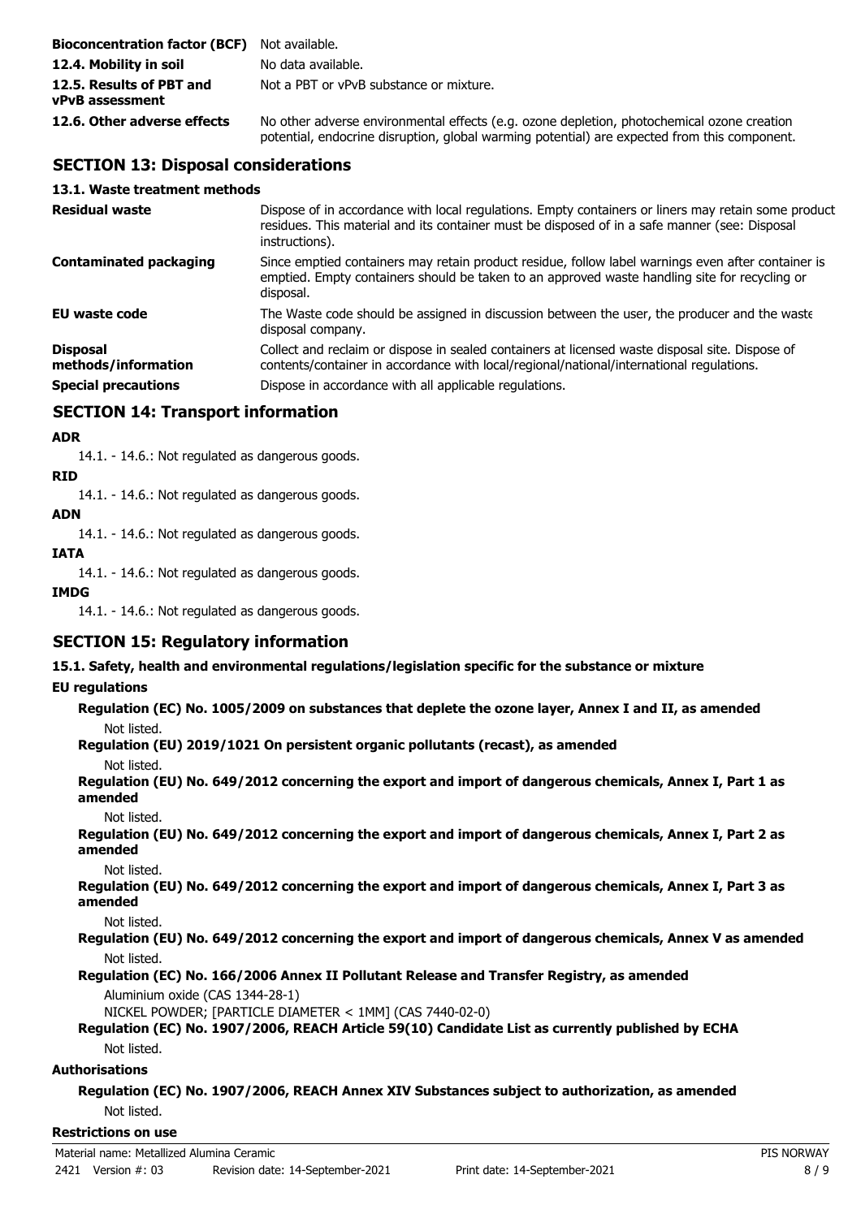**Bioconcentration factor (BCF)** Not available.

**12.4. Mobility in soil** No data available.

**12.5. Results of PBT and vPvB assessment** Not a PBT or vPvB substance or mixture.

**12.6. Other adverse effects** No other adverse environmental effects (e.g. ozone depletion, photochemical ozone creation potential, endocrine disruption, global warming potential) are expected from this component.

## SECTION 13: Disposal considerations

### 13.1. Waste treatment methods

**Residual waste** Dispose of in accordance with local regulations. Empty containers or liners may retain some product residues. This material and its container must be disposed of in a safe manner (see: Disposal instructions).

**Contaminated packaging** Since emptied containers may retain product residue, follow label warnings even after container is emptied. Empty containers should be taken to an approved waste handling site for recycling or disposal.

**EU waste code** The Waste code should be assigned in discussion between the user, the producer and the waste disposal company.

**Disposal methods/information** Collect and reclaim or dispose in sealed containers at licensed waste disposal site. Dispose of contents/container in accordance with local/regional/national/international regulations.

**Special precautions** Dispose in accordance with all applicable regulations.

## SECTION 14: Transport information

**ADR**

14.1. - 14.6.: Not regulated as dangerous goods.

**RID**

14.1. - 14.6.: Not regulated as dangerous goods.

**ADN**

14.1. - 14.6.: Not regulated as dangerous goods.

**IATA**

14.1. - 14.6.: Not regulated as dangerous goods.

**IMDG**

14.1. - 14.6.: Not regulated as dangerous goods.

## SECTION 15: Regulatory information

### 15.1. Safety, health and environmental regulations/legislation specific for the substance or mixture

**EU regulations**

**Regulation (EC) No. 1005/2009 on substances that deplete the ozone layer, Annex I and II, as amended**

Not listed.

**Regulation (EU) 2019/1021 On persistent organic pollutants (recast), as amended**

Not listed.

**Regulation (EU) No. 649/2012 concerning the export and import of dangerous chemicals, Annex I, Part 1 as amended**

Not listed.

**Regulation (EU) No. 649/2012 concerning the export and import of dangerous chemicals, Annex I, Part 2 as amended**

Not listed.

**Regulation (EU) No. 649/2012 concerning the export and import of dangerous chemicals, Annex I, Part 3 as amended**

Not listed.

**Regulation (EU) No. 649/2012 concerning the export and import of dangerous chemicals, Annex V as amended**

Not listed.

**Regulation (EC) No. 166/2006 Annex II Pollutant Release and Transfer Registry, as amended**

Aluminium oxide (CAS 1344-28-1)

NICKEL POWDER; [PARTICLE DIAMETER < 1MM] (CAS 7440-02-0)

**Regulation (EC) No. 1907/2006, REACH Article 59(10) Candidate List as currently published by ECHA**

Not listed.

**Authorisations**

**Regulation (EC) No. 1907/2006, REACH Annex XIV Substances subject to authorization, as amended**

Not listed.

**Restrictions on use**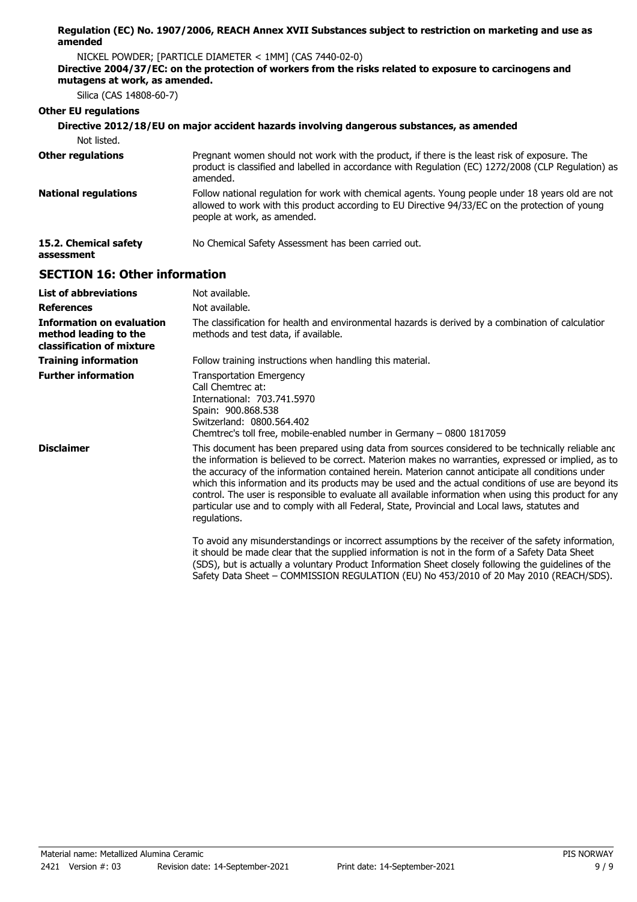**Regulation (EC) No. 1907/2006, REACH Annex XVII Substances subject to restriction on marketing and use as amended**

NICKEL POWDER; [PARTICLE DIAMETER < 1MM] (CAS 7440-02-0)

**Directive 2004/37/EC: on the protection of workers from the risks related to exposure to carcinogens and mutagens at work, as amended.**

Silica (CAS 14808-60-7)

**Other EU regulations**

**Directive 2012/18/EU on major accident hazards involving dangerous substances, as amended**

Not listed.

**Other regulations** — Pregnant women should not work with the product, if there is the least risk of exposure. The product is classified and labelled in accordance with Regulation (EC) 1272/2008 (CLP Regulation) as amended.

**National regulations** — Follow national regulation for work with chemical agents. Young people under 18 years old are not allowed to work with this product according to EU Directive 94/33/EC on the protection of young people at work, as amended.

**15.2. Chemical safety assessment** — No Chemical Safety Assessment has been carried out.

## SECTION 16: Other information

**List of abbreviations** — Not available.

**References** — Not available.

**Information on evaluation method leading to the classification of mixture** — The classification for health and environmental hazards is derived by a combination of calculation methods and test data, if available.

**Training information** — Follow training instructions when handling this material.

**Further information** — Transportation Emergency
Call Chemtrec at:
International: 703.741.5970
Spain: 900.868.538
Switzerland: 0800.564.402
Chemtrec's toll free, mobile-enabled number in Germany – 0800 1817059

**Disclaimer** — This document has been prepared using data from sources considered to be technically reliable and the information is believed to be correct. Materion makes no warranties, expressed or implied, as to the accuracy of the information contained herein. Materion cannot anticipate all conditions under which this information and its products may be used and the actual conditions of use are beyond its control. The user is responsible to evaluate all available information when using this product for any particular use and to comply with all Federal, State, Provincial and Local laws, statutes and regulations.

To avoid any misunderstandings or incorrect assumptions by the receiver of the safety information, it should be made clear that the supplied information is not in the form of a Safety Data Sheet (SDS), but is actually a voluntary Product Information Sheet closely following the guidelines of the Safety Data Sheet – COMMISSION REGULATION (EU) No 453/2010 of 20 May 2010 (REACH/SDS).